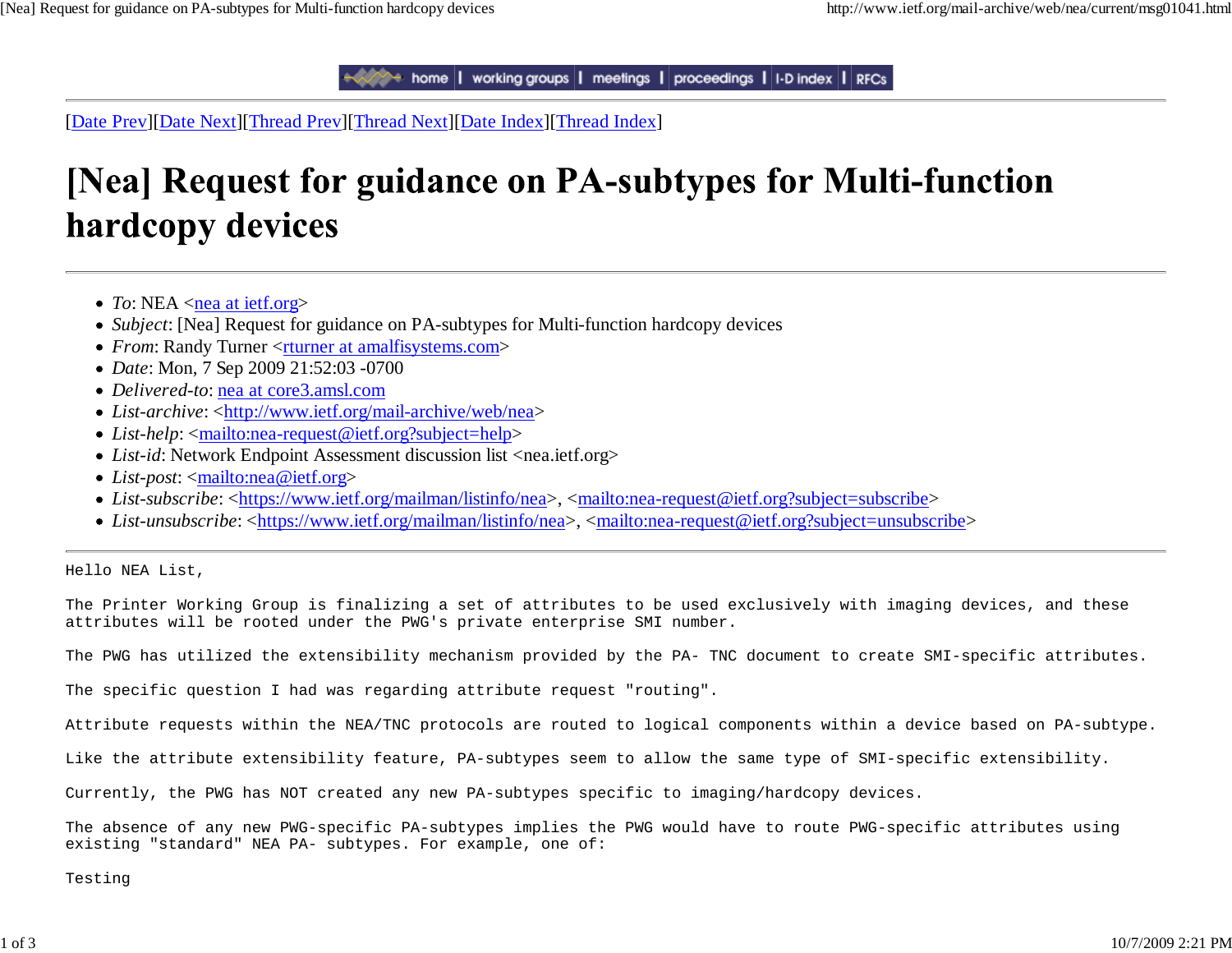home | working groups | meetings | proceedings | I-D index | RFCs

[Date Prev][Date Next][Thread Prev][Thread Next][Date Index][Thread Index]

# [Nea] Request for guidance on PA-subtypes for Multi-function hardcopy devices

- *To*: NEA <nea at ietf.org>
- *Subject*: [Nea] Request for guidance on PA-subtypes for Multi-function hardcopy devices
- *From*: Randy Turner <rturner at amalfisystems.com>
- *Date*: Mon, 7 Sep 2009 21:52:03 -0700
- *Delivered-to*: nea at core3.amsl.com
- *List-archive*: <http://www.ietf.org/mail-archive/web/nea>
- *List-help*: <mailto:nea-request@ietf.org?subject=help>
- *List-id*: Network Endpoint Assessment discussion list <nea.ietf.org>
- *List-post*: <mailto:nea@ietf.org>
- *List-subscribe*: <https://www.ietf.org/mailman/listinfo/nea>, <mailto:nea-request@ietf.org?subject=subscribe>
- *List-unsubscribe*: <https://www.ietf.org/mailman/listinfo/nea>, <mailto:nea-request@ietf.org?subject=unsubscribe>

---

Hello NEA List,

The Printer Working Group is finalizing a set of attributes to be used exclusively with imaging devices, and these attributes will be rooted under the PWG's private enterprise SMI number.

The PWG has utilized the extensibility mechanism provided by the PA- TNC document to create SMI-specific attributes.

The specific question I had was regarding attribute request "routing".

Attribute requests within the NEA/TNC protocols are routed to logical components within a device based on PA-subtype.

Like the attribute extensibility feature, PA-subtypes seem to allow the same type of SMI-specific extensibility.

Currently, the PWG has NOT created any new PA-subtypes specific to imaging/hardcopy devices.

The absence of any new PWG-specific PA-subtypes implies the PWG would have to route PWG-specific attributes using existing "standard" NEA PA- subtypes. For example, one of:

Testing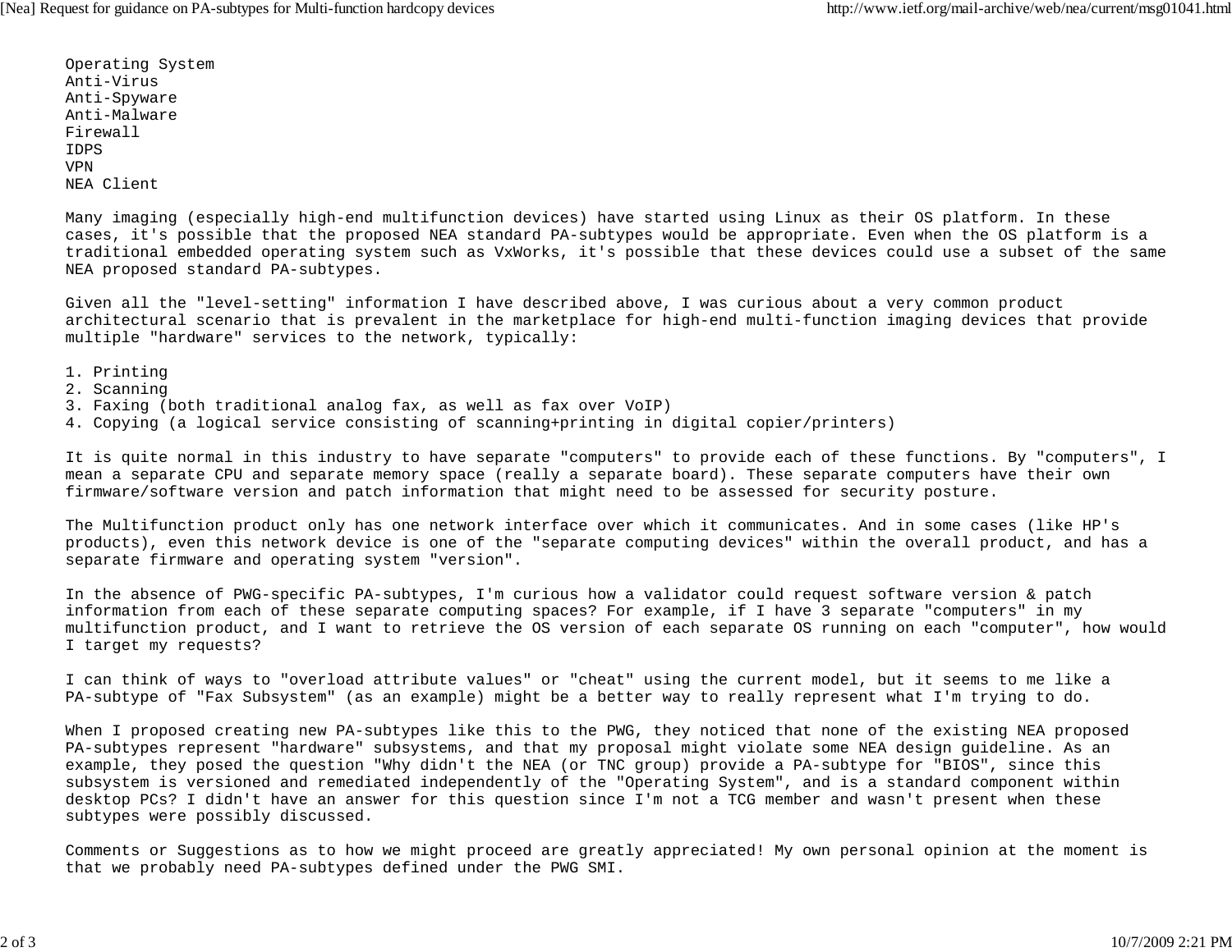Operating System
Anti-Virus
Anti-Spyware
Anti-Malware
Firewall
IDPS
VPN
NEA Client

Many imaging (especially high-end multifunction devices) have started using Linux as their OS platform. In these cases, it's possible that the proposed NEA standard PA-subtypes would be appropriate. Even when the OS platform is a traditional embedded operating system such as VxWorks, it's possible that these devices could use a subset of the same NEA proposed standard PA-subtypes.

Given all the "level-setting" information I have described above, I was curious about a very common product architectural scenario that is prevalent in the marketplace for high-end multi-function imaging devices that provide multiple "hardware" services to the network, typically:

1. Printing
2. Scanning
3. Faxing (both traditional analog fax, as well as fax over VoIP)
4. Copying (a logical service consisting of scanning+printing in digital copier/printers)

It is quite normal in this industry to have separate "computers" to provide each of these functions. By "computers", I mean a separate CPU and separate memory space (really a separate board). These separate computers have their own firmware/software version and patch information that might need to be assessed for security posture.

The Multifunction product only has one network interface over which it communicates. And in some cases (like HP's products), even this network device is one of the "separate computing devices" within the overall product, and has a separate firmware and operating system "version".

In the absence of PWG-specific PA-subtypes, I'm curious how a validator could request software version & patch information from each of these separate computing spaces? For example, if I have 3 separate "computers" in my multifunction product, and I want to retrieve the OS version of each separate OS running on each "computer", how would I target my requests?

I can think of ways to "overload attribute values" or "cheat" using the current model, but it seems to me like a PA-subtype of "Fax Subsystem" (as an example) might be a better way to really represent what I'm trying to do.

When I proposed creating new PA-subtypes like this to the PWG, they noticed that none of the existing NEA proposed PA-subtypes represent "hardware" subsystems, and that my proposal might violate some NEA design guideline. As an example, they posed the question "Why didn't the NEA (or TNC group) provide a PA-subtype for "BIOS", since this subsystem is versioned and remediated independently of the "Operating System", and is a standard component within desktop PCs? I didn't have an answer for this question since I'm not a TCG member and wasn't present when these subtypes were possibly discussed.

Comments or Suggestions as to how we might proceed are greatly appreciated! My own personal opinion at the moment is that we probably need PA-subtypes defined under the PWG SMI.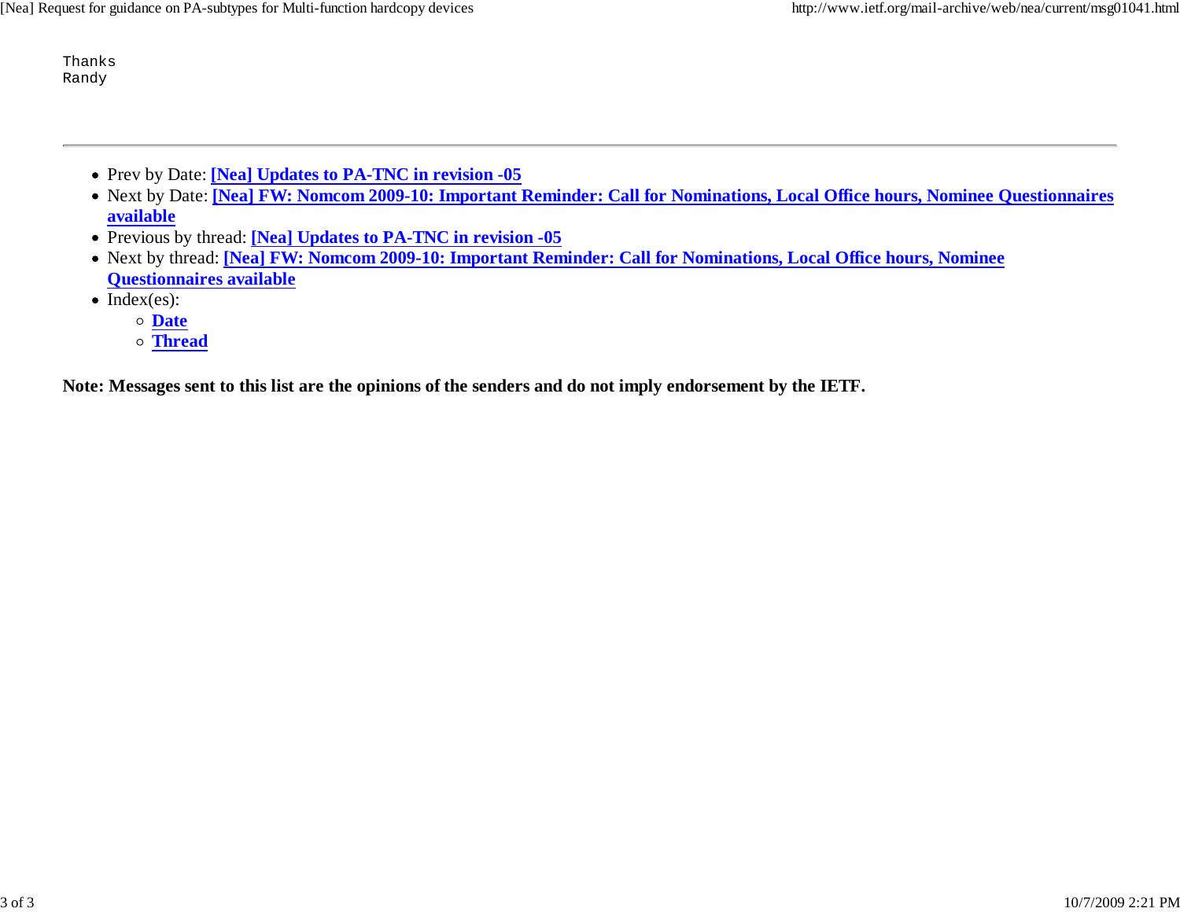```
Thanks
Randy
```

---

- Prev by Date: **[Nea] Updates to PA-TNC in revision -05**
- Next by Date: **[Nea] FW: Nomcom 2009-10: Important Reminder: Call for Nominations, Local Office hours, Nominee Questionnaires available**
- Previous by thread: **[Nea] Updates to PA-TNC in revision -05**
- Next by thread: **[Nea] FW: Nomcom 2009-10: Important Reminder: Call for Nominations, Local Office hours, Nominee Questionnaires available**
- Index(es):
  - **Date**
  - **Thread**

**Note: Messages sent to this list are the opinions of the senders and do not imply endorsement by the IETF.**